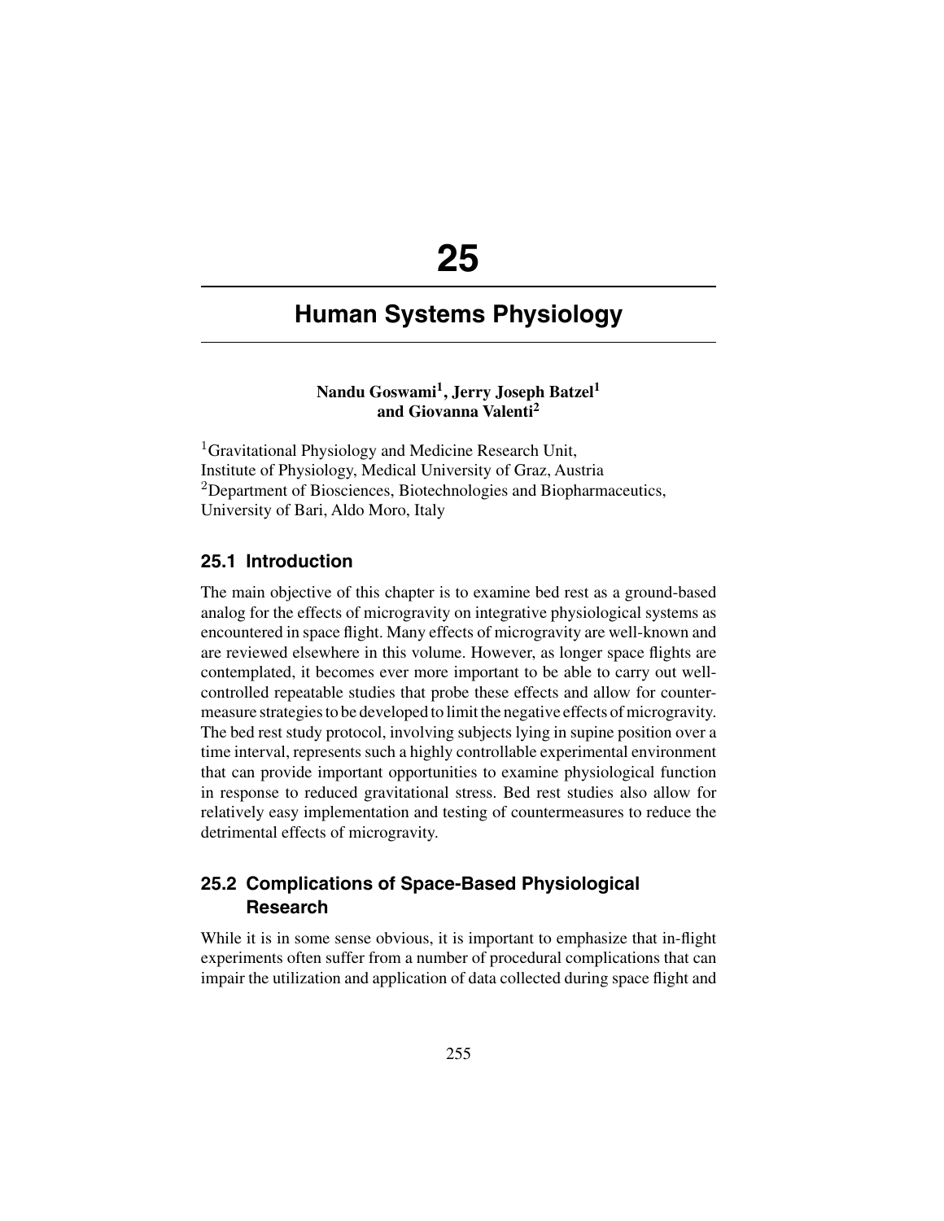# 25

# Human Systems Physiology

**Nandu Goswami[1], Jerry Joseph Batzel[1] and Giovanna Valenti[2]**

[1]Gravitational Physiology and Medicine Research Unit, Institute of Physiology, Medical University of Graz, Austria
[2]Department of Biosciences, Biotechnologies and Biopharmaceutics, University of Bari, Aldo Moro, Italy

## 25.1 Introduction

The main objective of this chapter is to examine bed rest as a ground-based analog for the effects of microgravity on integrative physiological systems as encountered in space flight. Many effects of microgravity are well-known and are reviewed elsewhere in this volume. However, as longer space flights are contemplated, it becomes ever more important to be able to carry out well-controlled repeatable studies that probe these effects and allow for countermeasure strategies to be developed to limit the negative effects of microgravity. The bed rest study protocol, involving subjects lying in supine position over a time interval, represents such a highly controllable experimental environment that can provide important opportunities to examine physiological function in response to reduced gravitational stress. Bed rest studies also allow for relatively easy implementation and testing of countermeasures to reduce the detrimental effects of microgravity.

## 25.2 Complications of Space-Based Physiological Research

While it is in some sense obvious, it is important to emphasize that in-flight experiments often suffer from a number of procedural complications that can impair the utilization and application of data collected during space flight and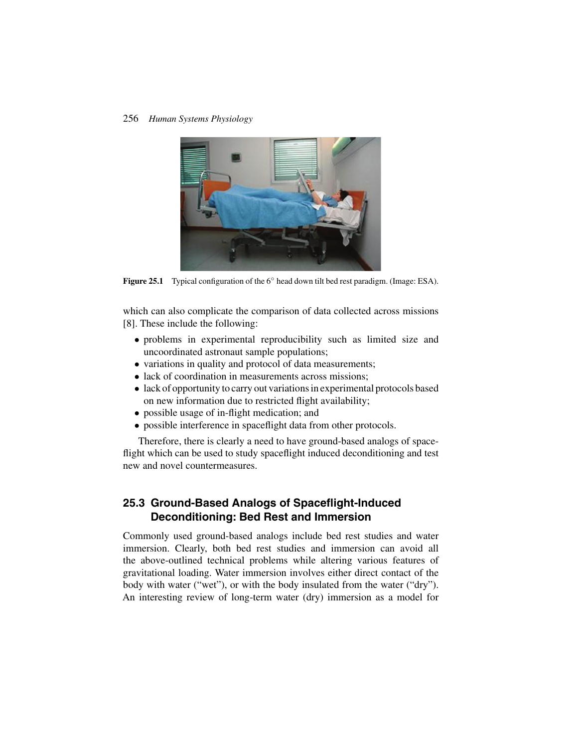Figure 25.1 Typical configuration of the 6° head down tilt bed rest paradigm. (Image: ESA).

which can also complicate the comparison of data collected across missions [8]. These include the following:

- problems in experimental reproducibility such as limited size and uncoordinated astronaut sample populations;
- variations in quality and protocol of data measurements;
- lack of coordination in measurements across missions;
- lack of opportunity to carry out variations in experimental protocols based on new information due to restricted flight availability;
- possible usage of in-flight medication; and
- possible interference in spaceflight data from other protocols.

Therefore, there is clearly a need to have ground-based analogs of spaceflight which can be used to study spaceflight induced deconditioning and test new and novel countermeasures.

## 25.3 Ground-Based Analogs of Spaceflight-Induced Deconditioning: Bed Rest and Immersion

Commonly used ground-based analogs include bed rest studies and water immersion. Clearly, both bed rest studies and immersion can avoid all the above-outlined technical problems while altering various features of gravitational loading. Water immersion involves either direct contact of the body with water ("wet"), or with the body insulated from the water ("dry"). An interesting review of long-term water (dry) immersion as a model for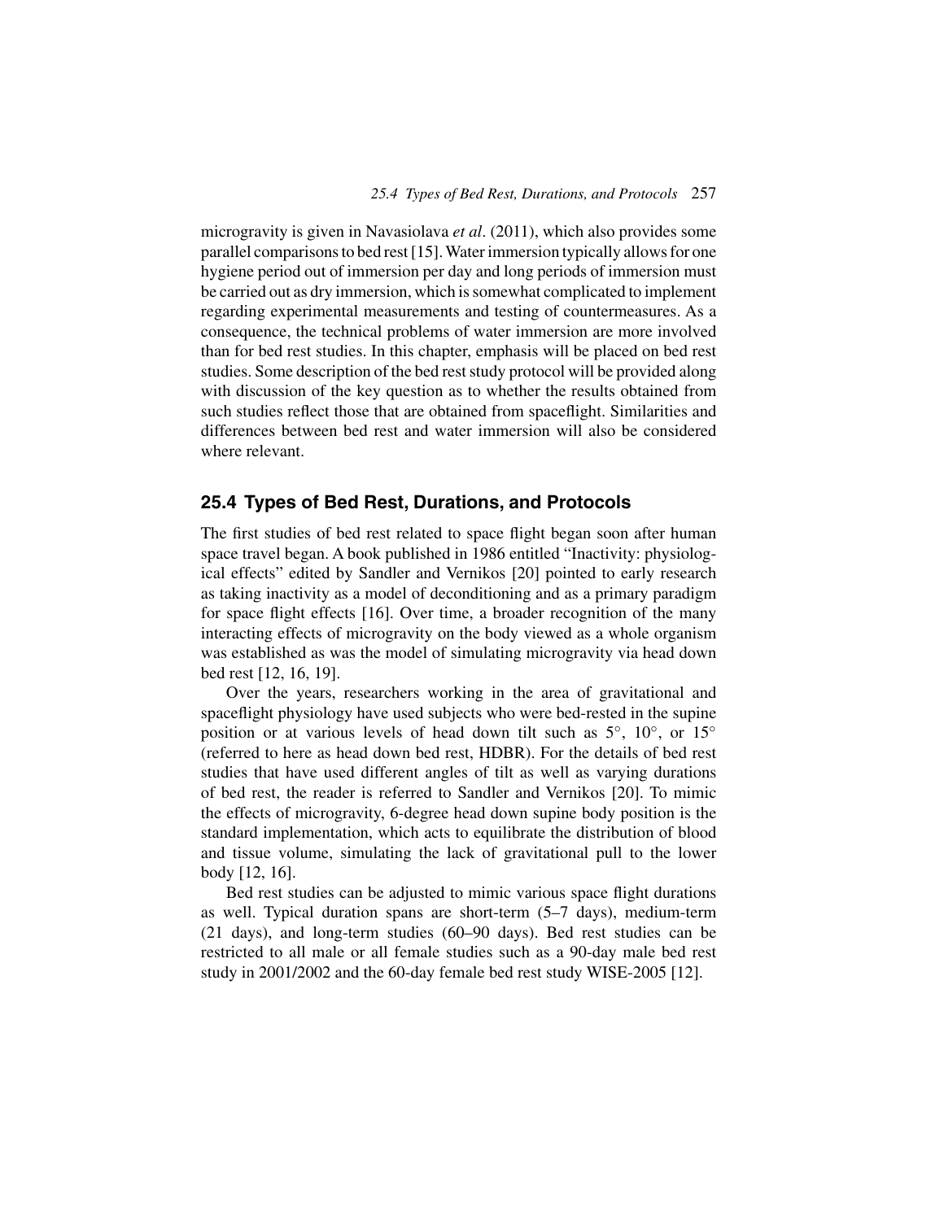microgravity is given in Navasiolava *et al*. (2011), which also provides some parallel comparisons to bed rest [15]. Water immersion typically allows for one hygiene period out of immersion per day and long periods of immersion must be carried out as dry immersion, which is somewhat complicated to implement regarding experimental measurements and testing of countermeasures. As a consequence, the technical problems of water immersion are more involved than for bed rest studies. In this chapter, emphasis will be placed on bed rest studies. Some description of the bed rest study protocol will be provided along with discussion of the key question as to whether the results obtained from such studies reflect those that are obtained from spaceflight. Similarities and differences between bed rest and water immersion will also be considered where relevant.

## 25.4 Types of Bed Rest, Durations, and Protocols

The first studies of bed rest related to space flight began soon after human space travel began. A book published in 1986 entitled "Inactivity: physiological effects" edited by Sandler and Vernikos [20] pointed to early research as taking inactivity as a model of deconditioning and as a primary paradigm for space flight effects [16]. Over time, a broader recognition of the many interacting effects of microgravity on the body viewed as a whole organism was established as was the model of simulating microgravity via head down bed rest [12, 16, 19].

Over the years, researchers working in the area of gravitational and spaceflight physiology have used subjects who were bed-rested in the supine position or at various levels of head down tilt such as $5°$, $10°$, or $15°$ (referred to here as head down bed rest, HDBR). For the details of bed rest studies that have used different angles of tilt as well as varying durations of bed rest, the reader is referred to Sandler and Vernikos [20]. To mimic the effects of microgravity, 6-degree head down supine body position is the standard implementation, which acts to equilibrate the distribution of blood and tissue volume, simulating the lack of gravitational pull to the lower body [12, 16].

Bed rest studies can be adjusted to mimic various space flight durations as well. Typical duration spans are short-term (5–7 days), medium-term (21 days), and long-term studies (60–90 days). Bed rest studies can be restricted to all male or all female studies such as a 90-day male bed rest study in 2001/2002 and the 60-day female bed rest study WISE-2005 [12].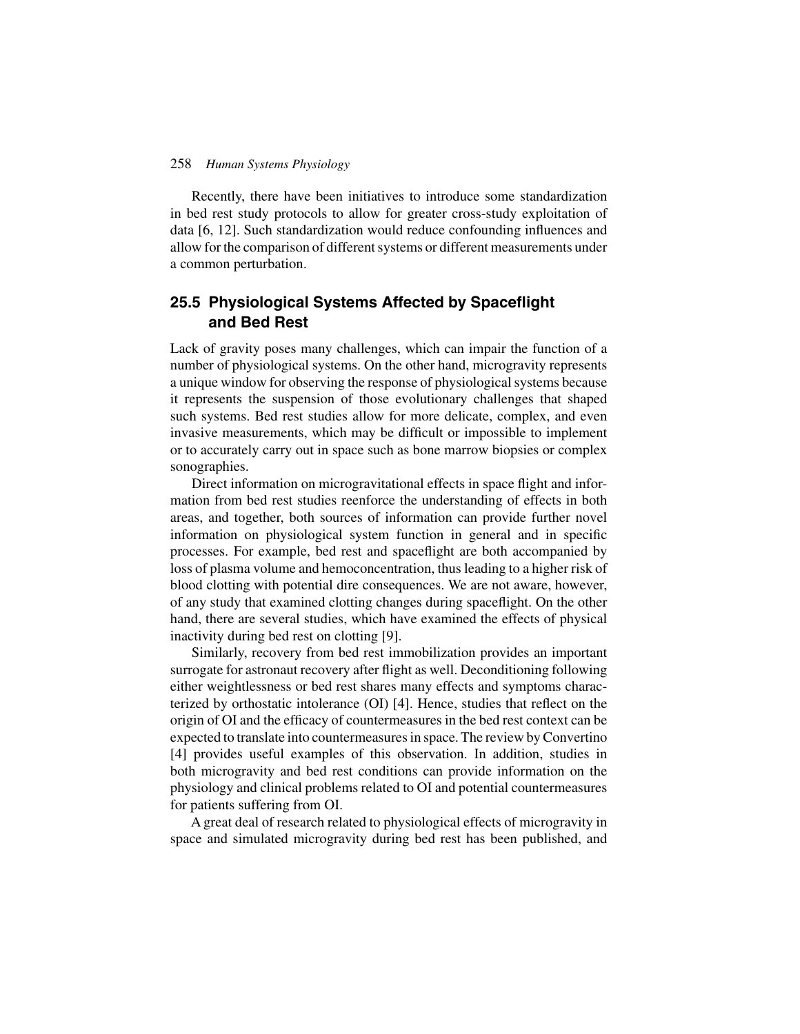Recently, there have been initiatives to introduce some standardization in bed rest study protocols to allow for greater cross-study exploitation of data [6, 12]. Such standardization would reduce confounding influences and allow for the comparison of different systems or different measurements under a common perturbation.

## 25.5 Physiological Systems Affected by Spaceflight and Bed Rest

Lack of gravity poses many challenges, which can impair the function of a number of physiological systems. On the other hand, microgravity represents a unique window for observing the response of physiological systems because it represents the suspension of those evolutionary challenges that shaped such systems. Bed rest studies allow for more delicate, complex, and even invasive measurements, which may be difficult or impossible to implement or to accurately carry out in space such as bone marrow biopsies or complex sonographies.

Direct information on microgravitational effects in space flight and information from bed rest studies reenforce the understanding of effects in both areas, and together, both sources of information can provide further novel information on physiological system function in general and in specific processes. For example, bed rest and spaceflight are both accompanied by loss of plasma volume and hemoconcentration, thus leading to a higher risk of blood clotting with potential dire consequences. We are not aware, however, of any study that examined clotting changes during spaceflight. On the other hand, there are several studies, which have examined the effects of physical inactivity during bed rest on clotting [9].

Similarly, recovery from bed rest immobilization provides an important surrogate for astronaut recovery after flight as well. Deconditioning following either weightlessness or bed rest shares many effects and symptoms characterized by orthostatic intolerance (OI) [4]. Hence, studies that reflect on the origin of OI and the efficacy of countermeasures in the bed rest context can be expected to translate into countermeasures in space. The review by Convertino [4] provides useful examples of this observation. In addition, studies in both microgravity and bed rest conditions can provide information on the physiology and clinical problems related to OI and potential countermeasures for patients suffering from OI.

A great deal of research related to physiological effects of microgravity in space and simulated microgravity during bed rest has been published, and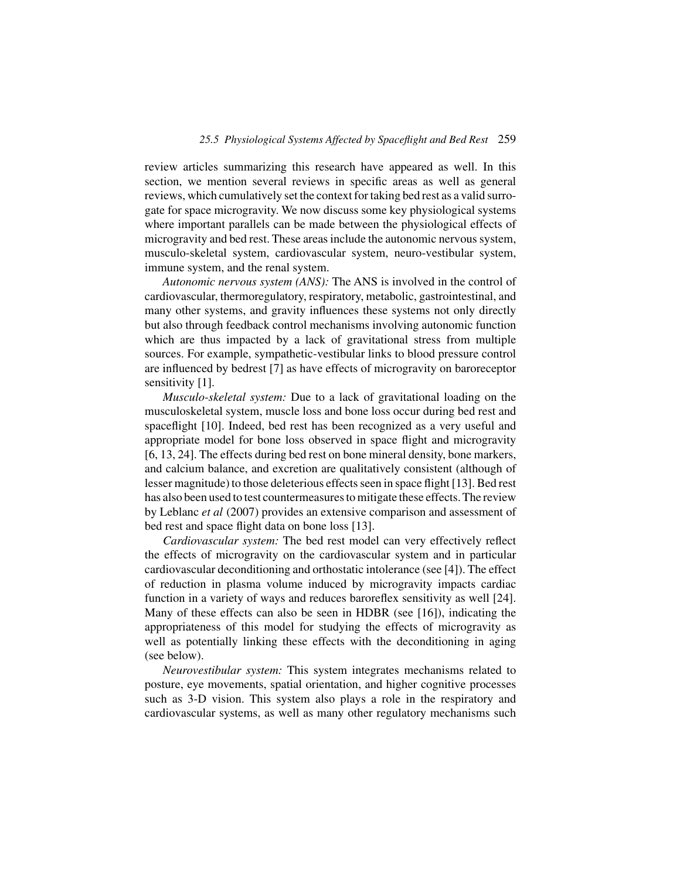review articles summarizing this research have appeared as well. In this section, we mention several reviews in specific areas as well as general reviews, which cumulatively set the context for taking bed rest as a valid surrogate for space microgravity. We now discuss some key physiological systems where important parallels can be made between the physiological effects of microgravity and bed rest. These areas include the autonomic nervous system, musculo-skeletal system, cardiovascular system, neuro-vestibular system, immune system, and the renal system.

*Autonomic nervous system (ANS):* The ANS is involved in the control of cardiovascular, thermoregulatory, respiratory, metabolic, gastrointestinal, and many other systems, and gravity influences these systems not only directly but also through feedback control mechanisms involving autonomic function which are thus impacted by a lack of gravitational stress from multiple sources. For example, sympathetic-vestibular links to blood pressure control are influenced by bedrest [7] as have effects of microgravity on baroreceptor sensitivity [1].

*Musculo-skeletal system:* Due to a lack of gravitational loading on the musculoskeletal system, muscle loss and bone loss occur during bed rest and spaceflight [10]. Indeed, bed rest has been recognized as a very useful and appropriate model for bone loss observed in space flight and microgravity [6, 13, 24]. The effects during bed rest on bone mineral density, bone markers, and calcium balance, and excretion are qualitatively consistent (although of lesser magnitude) to those deleterious effects seen in space flight [13]. Bed rest has also been used to test countermeasures to mitigate these effects. The review by Leblanc *et al* (2007) provides an extensive comparison and assessment of bed rest and space flight data on bone loss [13].

*Cardiovascular system:* The bed rest model can very effectively reflect the effects of microgravity on the cardiovascular system and in particular cardiovascular deconditioning and orthostatic intolerance (see [4]). The effect of reduction in plasma volume induced by microgravity impacts cardiac function in a variety of ways and reduces baroreflex sensitivity as well [24]. Many of these effects can also be seen in HDBR (see [16]), indicating the appropriateness of this model for studying the effects of microgravity as well as potentially linking these effects with the deconditioning in aging (see below).

*Neurovestibular system:* This system integrates mechanisms related to posture, eye movements, spatial orientation, and higher cognitive processes such as 3-D vision. This system also plays a role in the respiratory and cardiovascular systems, as well as many other regulatory mechanisms such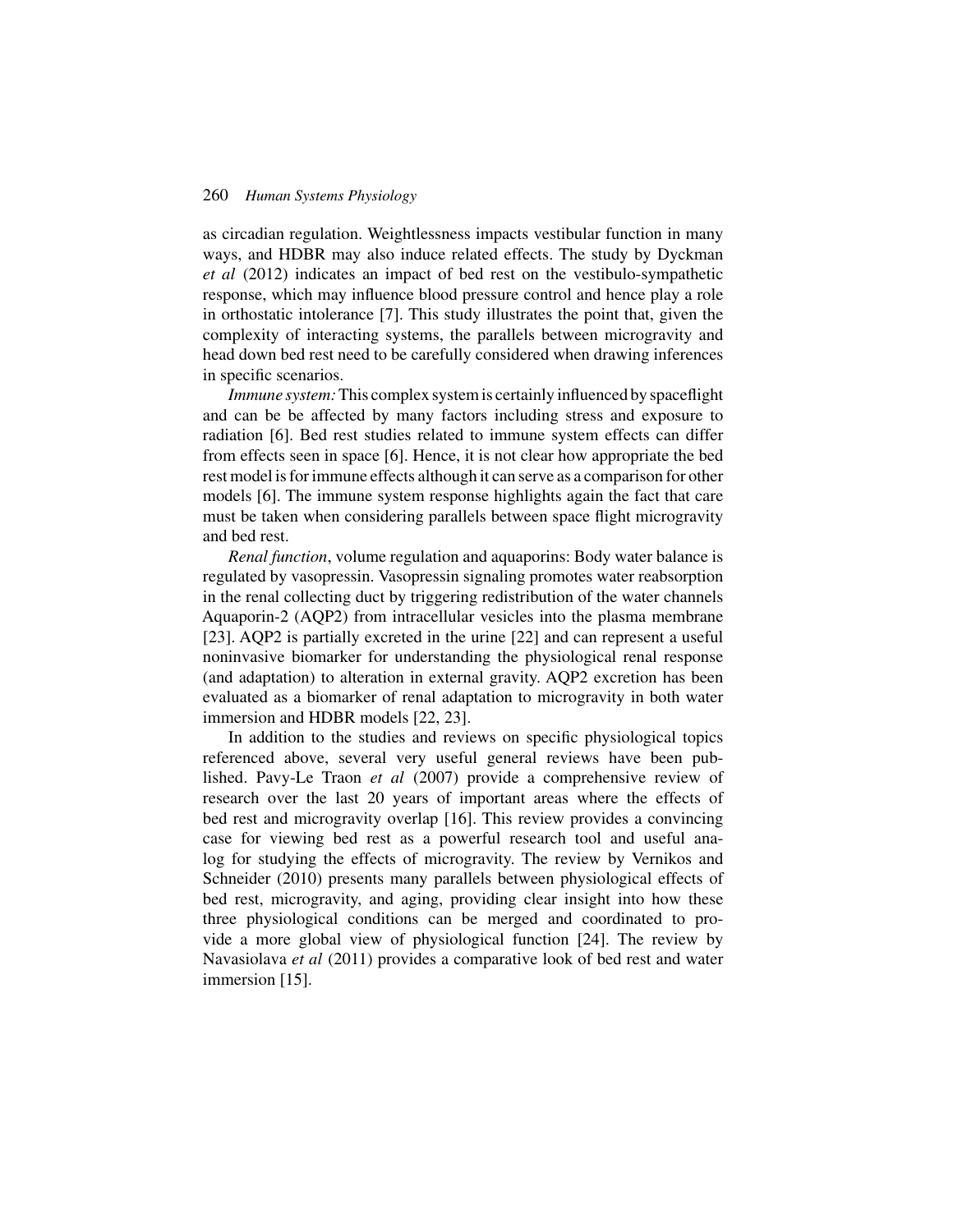as circadian regulation. Weightlessness impacts vestibular function in many ways, and HDBR may also induce related effects. The study by Dyckman *et al* (2012) indicates an impact of bed rest on the vestibulo-sympathetic response, which may influence blood pressure control and hence play a role in orthostatic intolerance [7]. This study illustrates the point that, given the complexity of interacting systems, the parallels between microgravity and head down bed rest need to be carefully considered when drawing inferences in specific scenarios.

*Immune system:* This complex system is certainly influenced by spaceflight and can be be affected by many factors including stress and exposure to radiation [6]. Bed rest studies related to immune system effects can differ from effects seen in space [6]. Hence, it is not clear how appropriate the bed rest model is for immune effects although it can serve as a comparison for other models [6]. The immune system response highlights again the fact that care must be taken when considering parallels between space flight microgravity and bed rest.

*Renal function*, volume regulation and aquaporins: Body water balance is regulated by vasopressin. Vasopressin signaling promotes water reabsorption in the renal collecting duct by triggering redistribution of the water channels Aquaporin-2 (AQP2) from intracellular vesicles into the plasma membrane [23]. AQP2 is partially excreted in the urine [22] and can represent a useful noninvasive biomarker for understanding the physiological renal response (and adaptation) to alteration in external gravity. AQP2 excretion has been evaluated as a biomarker of renal adaptation to microgravity in both water immersion and HDBR models [22, 23].

In addition to the studies and reviews on specific physiological topics referenced above, several very useful general reviews have been published. Pavy-Le Traon *et al* (2007) provide a comprehensive review of research over the last 20 years of important areas where the effects of bed rest and microgravity overlap [16]. This review provides a convincing case for viewing bed rest as a powerful research tool and useful analog for studying the effects of microgravity. The review by Vernikos and Schneider (2010) presents many parallels between physiological effects of bed rest, microgravity, and aging, providing clear insight into how these three physiological conditions can be merged and coordinated to provide a more global view of physiological function [24]. The review by Navasiolava *et al* (2011) provides a comparative look of bed rest and water immersion [15].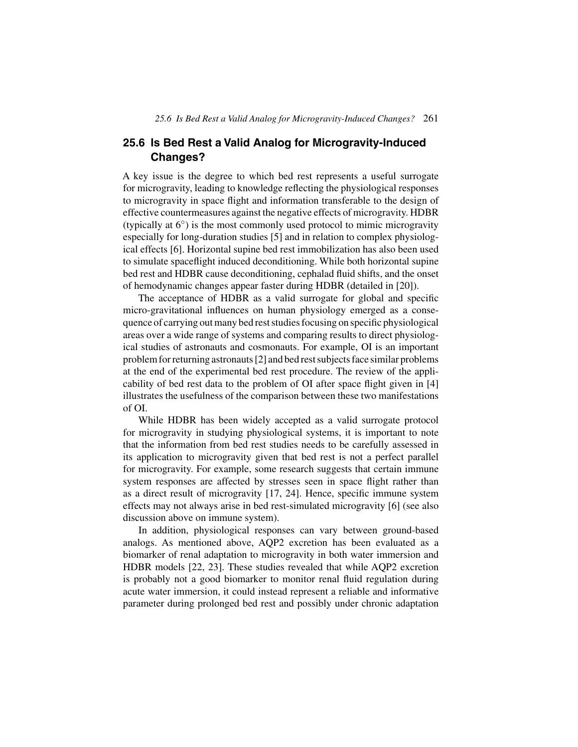## 25.6 Is Bed Rest a Valid Analog for Microgravity-Induced Changes?

A key issue is the degree to which bed rest represents a useful surrogate for microgravity, leading to knowledge reflecting the physiological responses to microgravity in space flight and information transferable to the design of effective countermeasures against the negative effects of microgravity. HDBR (typically at 6°) is the most commonly used protocol to mimic microgravity especially for long-duration studies [5] and in relation to complex physiological effects [6]. Horizontal supine bed rest immobilization has also been used to simulate spaceflight induced deconditioning. While both horizontal supine bed rest and HDBR cause deconditioning, cephalad fluid shifts, and the onset of hemodynamic changes appear faster during HDBR (detailed in [20]).

The acceptance of HDBR as a valid surrogate for global and specific micro-gravitational influences on human physiology emerged as a consequence of carrying out many bed rest studies focusing on specific physiological areas over a wide range of systems and comparing results to direct physiological studies of astronauts and cosmonauts. For example, OI is an important problem for returning astronauts [2] and bed rest subjects face similar problems at the end of the experimental bed rest procedure. The review of the applicability of bed rest data to the problem of OI after space flight given in [4] illustrates the usefulness of the comparison between these two manifestations of OI.

While HDBR has been widely accepted as a valid surrogate protocol for microgravity in studying physiological systems, it is important to note that the information from bed rest studies needs to be carefully assessed in its application to microgravity given that bed rest is not a perfect parallel for microgravity. For example, some research suggests that certain immune system responses are affected by stresses seen in space flight rather than as a direct result of microgravity [17, 24]. Hence, specific immune system effects may not always arise in bed rest-simulated microgravity [6] (see also discussion above on immune system).

In addition, physiological responses can vary between ground-based analogs. As mentioned above, AQP2 excretion has been evaluated as a biomarker of renal adaptation to microgravity in both water immersion and HDBR models [22, 23]. These studies revealed that while AQP2 excretion is probably not a good biomarker to monitor renal fluid regulation during acute water immersion, it could instead represent a reliable and informative parameter during prolonged bed rest and possibly under chronic adaptation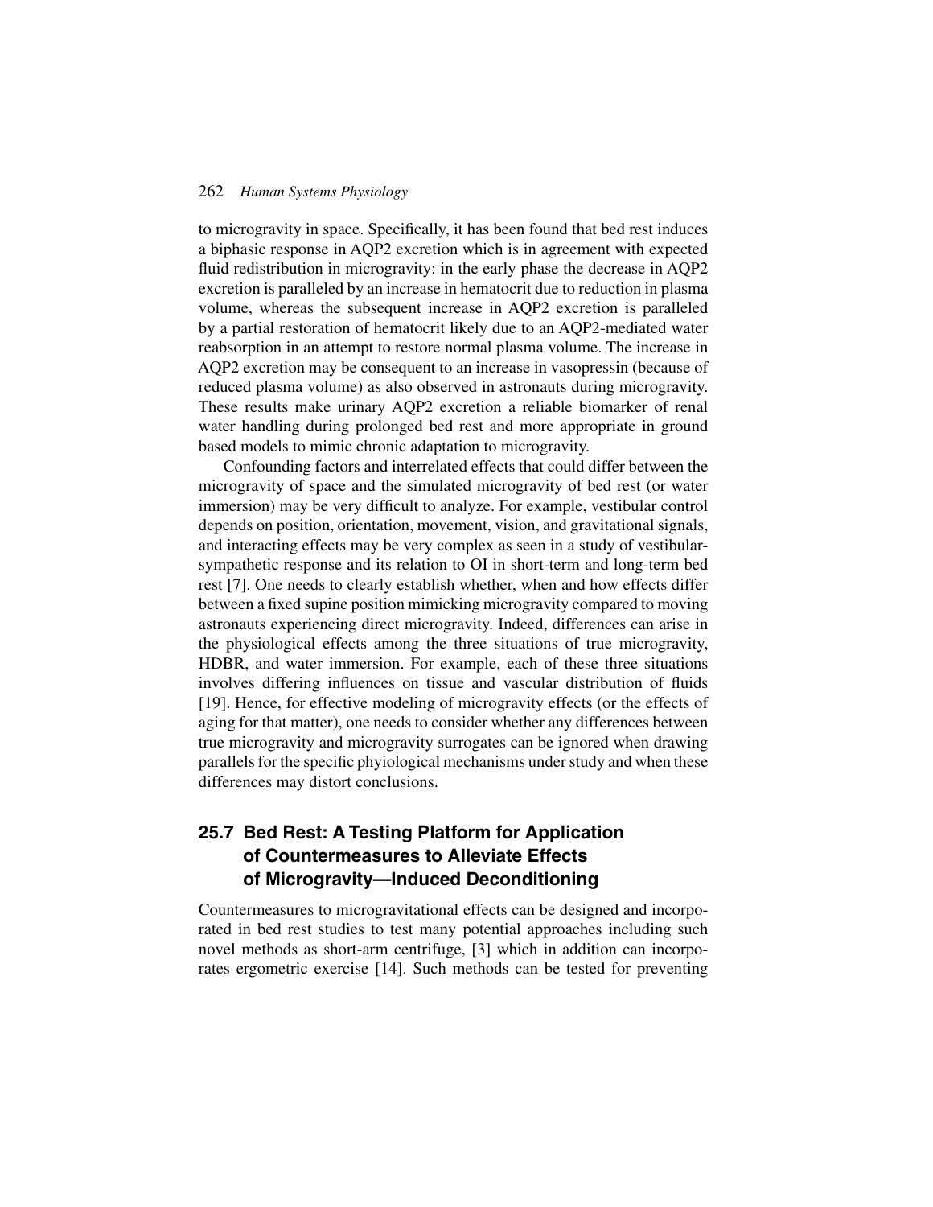to microgravity in space. Specifically, it has been found that bed rest induces a biphasic response in AQP2 excretion which is in agreement with expected fluid redistribution in microgravity: in the early phase the decrease in AQP2 excretion is paralleled by an increase in hematocrit due to reduction in plasma volume, whereas the subsequent increase in AQP2 excretion is paralleled by a partial restoration of hematocrit likely due to an AQP2-mediated water reabsorption in an attempt to restore normal plasma volume. The increase in AQP2 excretion may be consequent to an increase in vasopressin (because of reduced plasma volume) as also observed in astronauts during microgravity. These results make urinary AQP2 excretion a reliable biomarker of renal water handling during prolonged bed rest and more appropriate in ground based models to mimic chronic adaptation to microgravity.

Confounding factors and interrelated effects that could differ between the microgravity of space and the simulated microgravity of bed rest (or water immersion) may be very difficult to analyze. For example, vestibular control depends on position, orientation, movement, vision, and gravitational signals, and interacting effects may be very complex as seen in a study of vestibular-sympathetic response and its relation to OI in short-term and long-term bed rest [7]. One needs to clearly establish whether, when and how effects differ between a fixed supine position mimicking microgravity compared to moving astronauts experiencing direct microgravity. Indeed, differences can arise in the physiological effects among the three situations of true microgravity, HDBR, and water immersion. For example, each of these three situations involves differing influences on tissue and vascular distribution of fluids [19]. Hence, for effective modeling of microgravity effects (or the effects of aging for that matter), one needs to consider whether any differences between true microgravity and microgravity surrogates can be ignored when drawing parallels for the specific phyiological mechanisms under study and when these differences may distort conclusions.

## 25.7 Bed Rest: A Testing Platform for Application of Countermeasures to Alleviate Effects of Microgravity—Induced Deconditioning

Countermeasures to microgravitational effects can be designed and incorporated in bed rest studies to test many potential approaches including such novel methods as short-arm centrifuge, [3] which in addition can incorporates ergometric exercise [14]. Such methods can be tested for preventing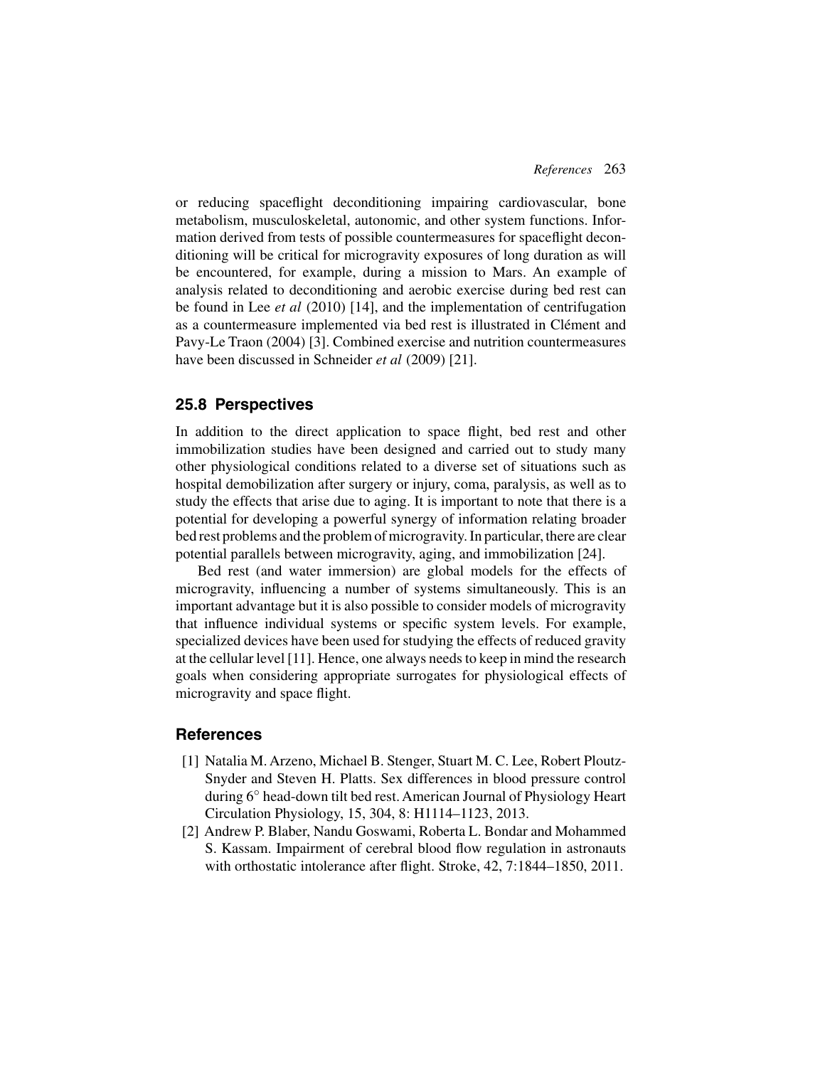or reducing spaceflight deconditioning impairing cardiovascular, bone metabolism, musculoskeletal, autonomic, and other system functions. Information derived from tests of possible countermeasures for spaceflight deconditioning will be critical for microgravity exposures of long duration as will be encountered, for example, during a mission to Mars. An example of analysis related to deconditioning and aerobic exercise during bed rest can be found in Lee *et al* (2010) [14], and the implementation of centrifugation as a countermeasure implemented via bed rest is illustrated in Clément and Pavy-Le Traon (2004) [3]. Combined exercise and nutrition countermeasures have been discussed in Schneider *et al* (2009) [21].

## 25.8 Perspectives

In addition to the direct application to space flight, bed rest and other immobilization studies have been designed and carried out to study many other physiological conditions related to a diverse set of situations such as hospital demobilization after surgery or injury, coma, paralysis, as well as to study the effects that arise due to aging. It is important to note that there is a potential for developing a powerful synergy of information relating broader bed rest problems and the problem of microgravity. In particular, there are clear potential parallels between microgravity, aging, and immobilization [24].

Bed rest (and water immersion) are global models for the effects of microgravity, influencing a number of systems simultaneously. This is an important advantage but it is also possible to consider models of microgravity that influence individual systems or specific system levels. For example, specialized devices have been used for studying the effects of reduced gravity at the cellular level [11]. Hence, one always needs to keep in mind the research goals when considering appropriate surrogates for physiological effects of microgravity and space flight.

## References

[1] Natalia M. Arzeno, Michael B. Stenger, Stuart M. C. Lee, Robert Ploutz-Snyder and Steven H. Platts. Sex differences in blood pressure control during 6° head-down tilt bed rest. American Journal of Physiology Heart Circulation Physiology, 15, 304, 8: H1114–1123, 2013.

[2] Andrew P. Blaber, Nandu Goswami, Roberta L. Bondar and Mohammed S. Kassam. Impairment of cerebral blood flow regulation in astronauts with orthostatic intolerance after flight. Stroke, 42, 7:1844–1850, 2011.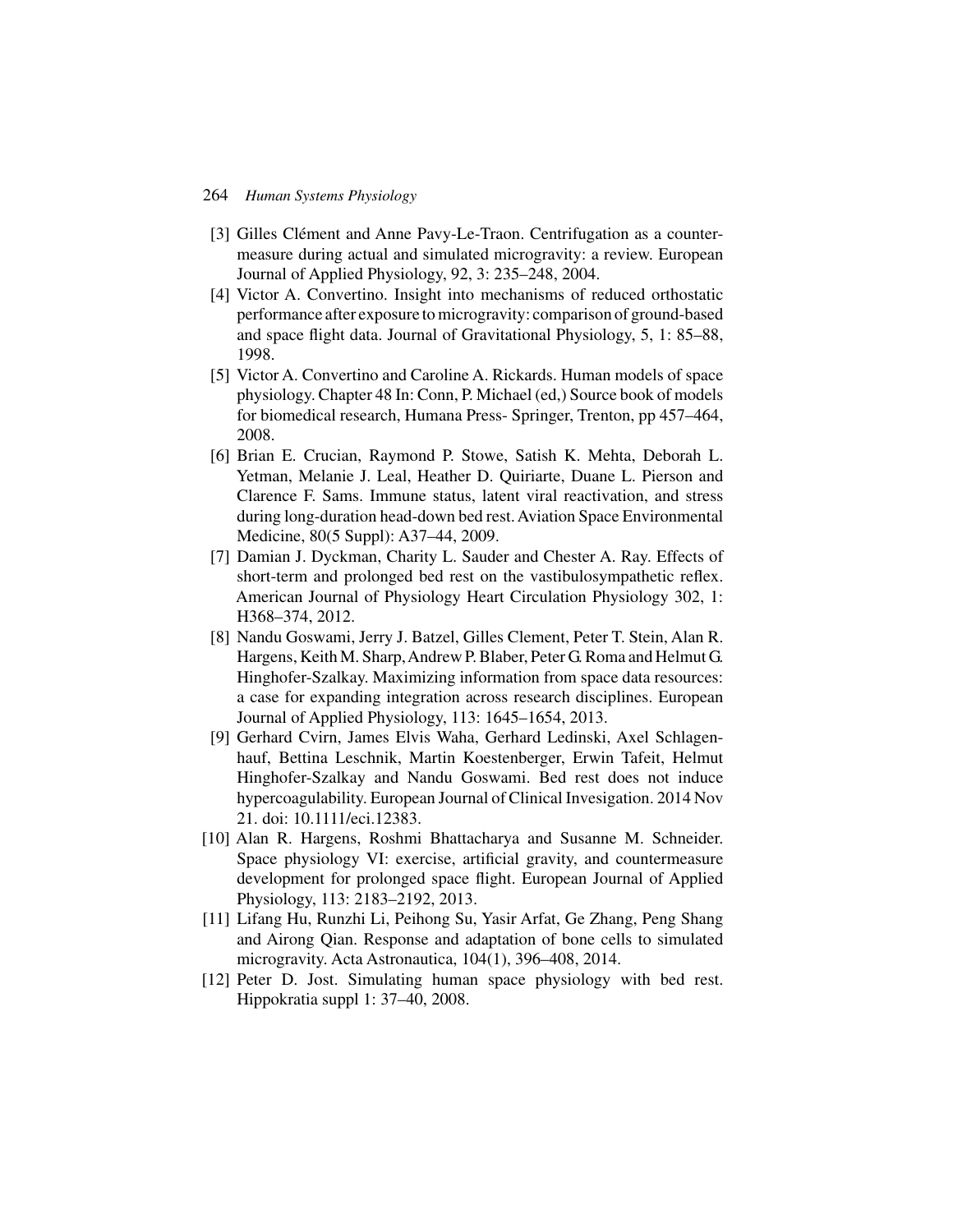[3] Gilles Clément and Anne Pavy-Le-Traon. Centrifugation as a countermeasure during actual and simulated microgravity: a review. European Journal of Applied Physiology, 92, 3: 235–248, 2004.

[4] Victor A. Convertino. Insight into mechanisms of reduced orthostatic performance after exposure to microgravity: comparison of ground-based and space flight data. Journal of Gravitational Physiology, 5, 1: 85–88, 1998.

[5] Victor A. Convertino and Caroline A. Rickards. Human models of space physiology. Chapter 48 In: Conn, P. Michael (ed,) Source book of models for biomedical research, Humana Press- Springer, Trenton, pp 457–464, 2008.

[6] Brian E. Crucian, Raymond P. Stowe, Satish K. Mehta, Deborah L. Yetman, Melanie J. Leal, Heather D. Quiriarte, Duane L. Pierson and Clarence F. Sams. Immune status, latent viral reactivation, and stress during long-duration head-down bed rest. Aviation Space Environmental Medicine, 80(5 Suppl): A37–44, 2009.

[7] Damian J. Dyckman, Charity L. Sauder and Chester A. Ray. Effects of short-term and prolonged bed rest on the vastibulosympathetic reflex. American Journal of Physiology Heart Circulation Physiology 302, 1: H368–374, 2012.

[8] Nandu Goswami, Jerry J. Batzel, Gilles Clement, Peter T. Stein, Alan R. Hargens, Keith M. Sharp, Andrew P. Blaber, Peter G. Roma and Helmut G. Hinghofer-Szalkay. Maximizing information from space data resources: a case for expanding integration across research disciplines. European Journal of Applied Physiology, 113: 1645–1654, 2013.

[9] Gerhard Cvirn, James Elvis Waha, Gerhard Ledinski, Axel Schlagenhauf, Bettina Leschnik, Martin Koestenberger, Erwin Tafeit, Helmut Hinghofer-Szalkay and Nandu Goswami. Bed rest does not induce hypercoagulability. European Journal of Clinical Invesigation. 2014 Nov 21. doi: 10.1111/eci.12383.

[10] Alan R. Hargens, Roshmi Bhattacharya and Susanne M. Schneider. Space physiology VI: exercise, artificial gravity, and countermeasure development for prolonged space flight. European Journal of Applied Physiology, 113: 2183–2192, 2013.

[11] Lifang Hu, Runzhi Li, Peihong Su, Yasir Arfat, Ge Zhang, Peng Shang and Airong Qian. Response and adaptation of bone cells to simulated microgravity. Acta Astronautica, 104(1), 396–408, 2014.

[12] Peter D. Jost. Simulating human space physiology with bed rest. Hippokratia suppl 1: 37–40, 2008.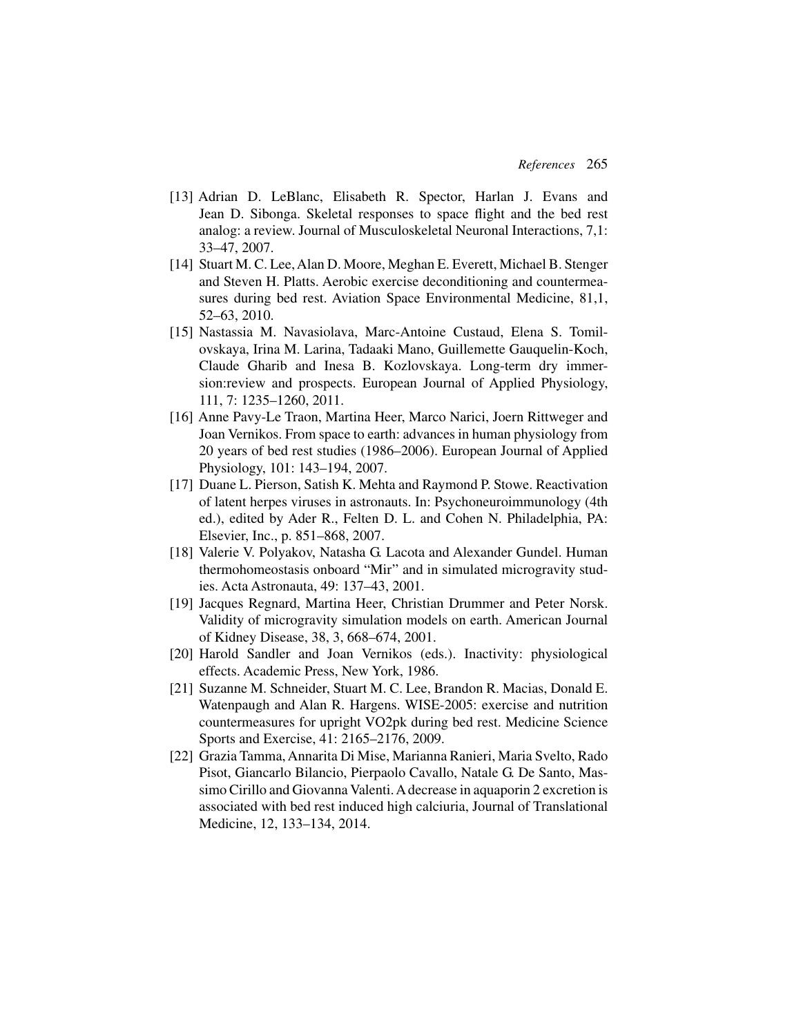[13] Adrian D. LeBlanc, Elisabeth R. Spector, Harlan J. Evans and Jean D. Sibonga. Skeletal responses to space flight and the bed rest analog: a review. Journal of Musculoskeletal Neuronal Interactions, 7,1: 33–47, 2007.

[14] Stuart M. C. Lee, Alan D. Moore, Meghan E. Everett, Michael B. Stenger and Steven H. Platts. Aerobic exercise deconditioning and countermeasures during bed rest. Aviation Space Environmental Medicine, 81,1, 52–63, 2010.

[15] Nastassia M. Navasiolava, Marc-Antoine Custaud, Elena S. Tomilovskaya, Irina M. Larina, Tadaaki Mano, Guillemette Gauquelin-Koch, Claude Gharib and Inesa B. Kozlovskaya. Long-term dry immersion:review and prospects. European Journal of Applied Physiology, 111, 7: 1235–1260, 2011.

[16] Anne Pavy-Le Traon, Martina Heer, Marco Narici, Joern Rittweger and Joan Vernikos. From space to earth: advances in human physiology from 20 years of bed rest studies (1986–2006). European Journal of Applied Physiology, 101: 143–194, 2007.

[17] Duane L. Pierson, Satish K. Mehta and Raymond P. Stowe. Reactivation of latent herpes viruses in astronauts. In: Psychoneuroimmunology (4th ed.), edited by Ader R., Felten D. L. and Cohen N. Philadelphia, PA: Elsevier, Inc., p. 851–868, 2007.

[18] Valerie V. Polyakov, Natasha G. Lacota and Alexander Gundel. Human thermohomeostasis onboard "Mir" and in simulated microgravity studies. Acta Astronauta, 49: 137–43, 2001.

[19] Jacques Regnard, Martina Heer, Christian Drummer and Peter Norsk. Validity of microgravity simulation models on earth. American Journal of Kidney Disease, 38, 3, 668–674, 2001.

[20] Harold Sandler and Joan Vernikos (eds.). Inactivity: physiological effects. Academic Press, New York, 1986.

[21] Suzanne M. Schneider, Stuart M. C. Lee, Brandon R. Macias, Donald E. Watenpaugh and Alan R. Hargens. WISE-2005: exercise and nutrition countermeasures for upright VO2pk during bed rest. Medicine Science Sports and Exercise, 41: 2165–2176, 2009.

[22] Grazia Tamma, Annarita Di Mise, Marianna Ranieri, Maria Svelto, Rado Pisot, Giancarlo Bilancio, Pierpaolo Cavallo, Natale G. De Santo, Massimo Cirillo and Giovanna Valenti. A decrease in aquaporin 2 excretion is associated with bed rest induced high calciuria, Journal of Translational Medicine, 12, 133–134, 2014.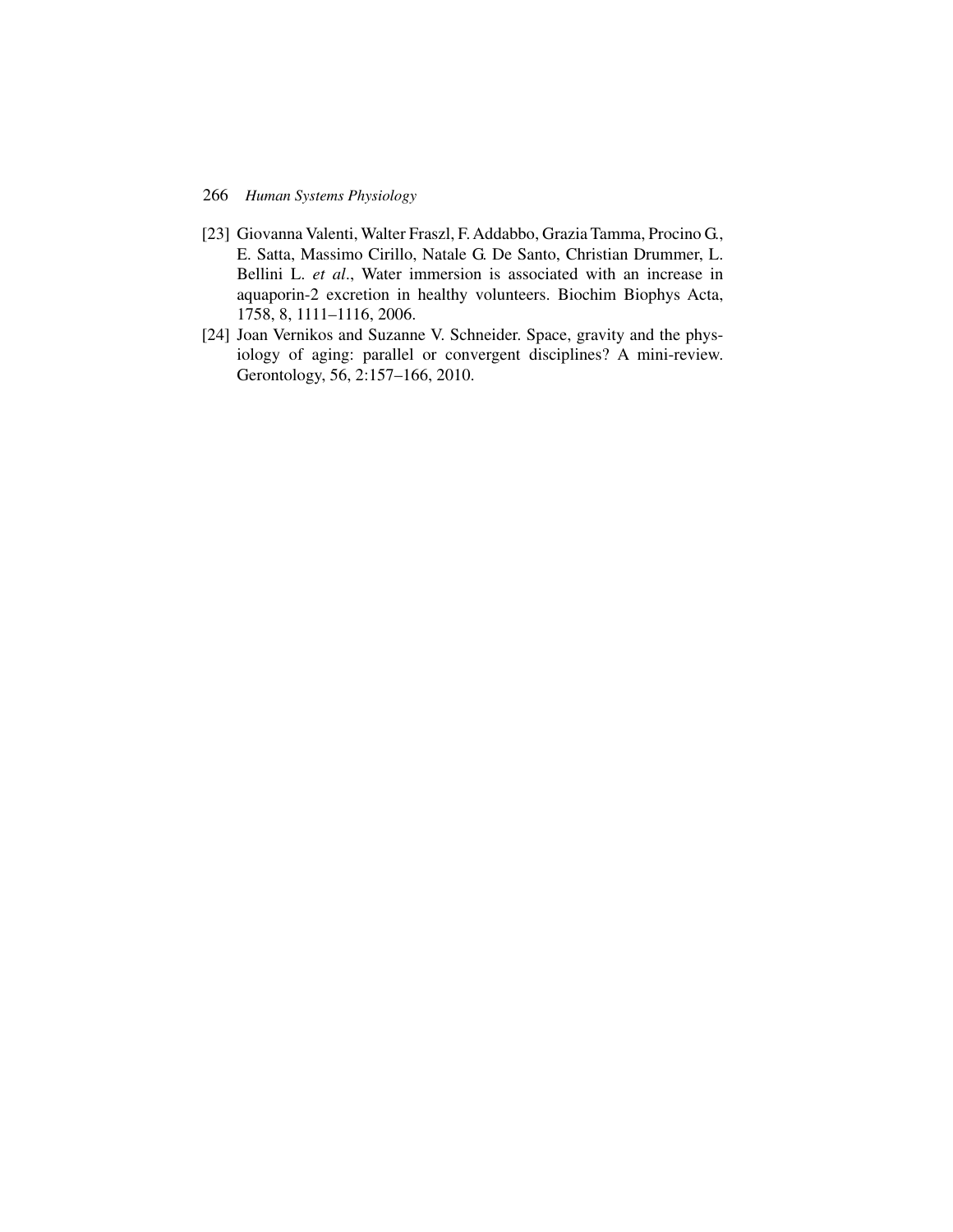[23] Giovanna Valenti, Walter Fraszl, F. Addabbo, Grazia Tamma, Procino G., E. Satta, Massimo Cirillo, Natale G. De Santo, Christian Drummer, L. Bellini L. *et al*., Water immersion is associated with an increase in aquaporin-2 excretion in healthy volunteers. Biochim Biophys Acta, 1758, 8, 1111–1116, 2006.

[24] Joan Vernikos and Suzanne V. Schneider. Space, gravity and the physiology of aging: parallel or convergent disciplines? A mini-review. Gerontology, 56, 2:157–166, 2010.